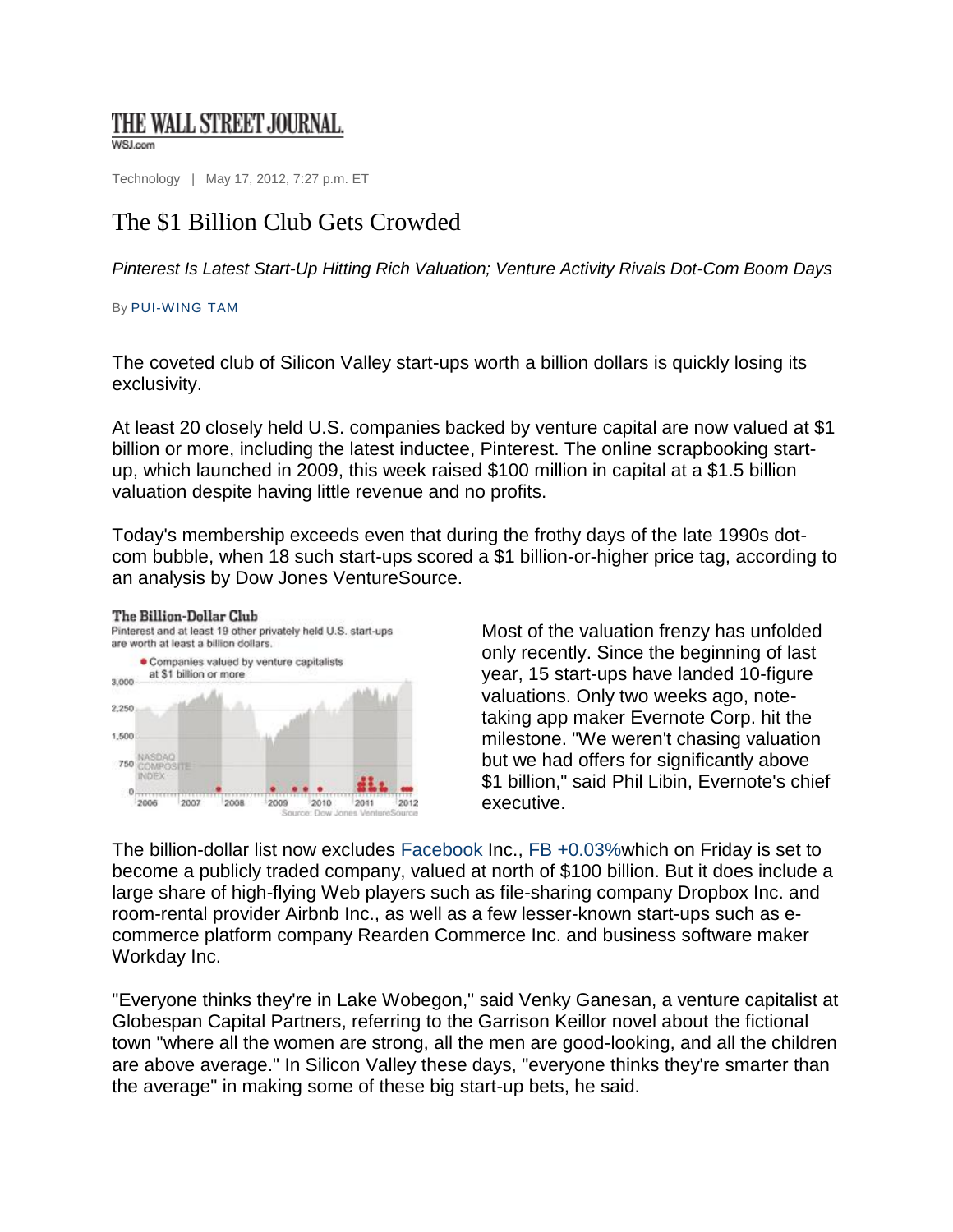THE WALL STREET JOURNAL.
WSJ.com

Technology | May 17, 2012, 7:27 p.m. ET

# The $1 Billion Club Gets Crowded

*Pinterest Is Latest Start-Up Hitting Rich Valuation; Venture Activity Rivals Dot-Com Boom Days*

By PUI-WING TAM

The coveted club of Silicon Valley start-ups worth a billion dollars is quickly losing its exclusivity.

At least 20 closely held U.S. companies backed by venture capital are now valued at $1 billion or more, including the latest inductee, Pinterest. The online scrapbooking start-up, which launched in 2009, this week raised $100 million in capital at a $1.5 billion valuation despite having little revenue and no profits.

Today's membership exceeds even that during the frothy days of the late 1990s dot-com bubble, when 18 such start-ups scored a $1 billion-or-higher price tag, according to an analysis by Dow Jones VentureSource.

**The Billion-Dollar Club**
Pinterest and at least 19 other privately held U.S. start-ups are worth at least a billion dollars.
● Companies valued by venture capitalists at $1 billion or more
NASDAQ COMPOSITE INDEX
Source: Dow Jones VentureSource

Most of the valuation frenzy has unfolded only recently. Since the beginning of last year, 15 start-ups have landed 10-figure valuations. Only two weeks ago, note-taking app maker Evernote Corp. hit the milestone. "We weren't chasing valuation but we had offers for significantly above $1 billion," said Phil Libin, Evernote's chief executive.

The billion-dollar list now excludes Facebook Inc., FB +0.03%which on Friday is set to become a publicly traded company, valued at north of $100 billion. But it does include a large share of high-flying Web players such as file-sharing company Dropbox Inc. and room-rental provider Airbnb Inc., as well as a few lesser-known start-ups such as e-commerce platform company Rearden Commerce Inc. and business software maker Workday Inc.

"Everyone thinks they're in Lake Wobegon," said Venky Ganesan, a venture capitalist at Globespan Capital Partners, referring to the Garrison Keillor novel about the fictional town "where all the women are strong, all the men are good-looking, and all the children are above average." In Silicon Valley these days, "everyone thinks they're smarter than the average" in making some of these big start-up bets, he said.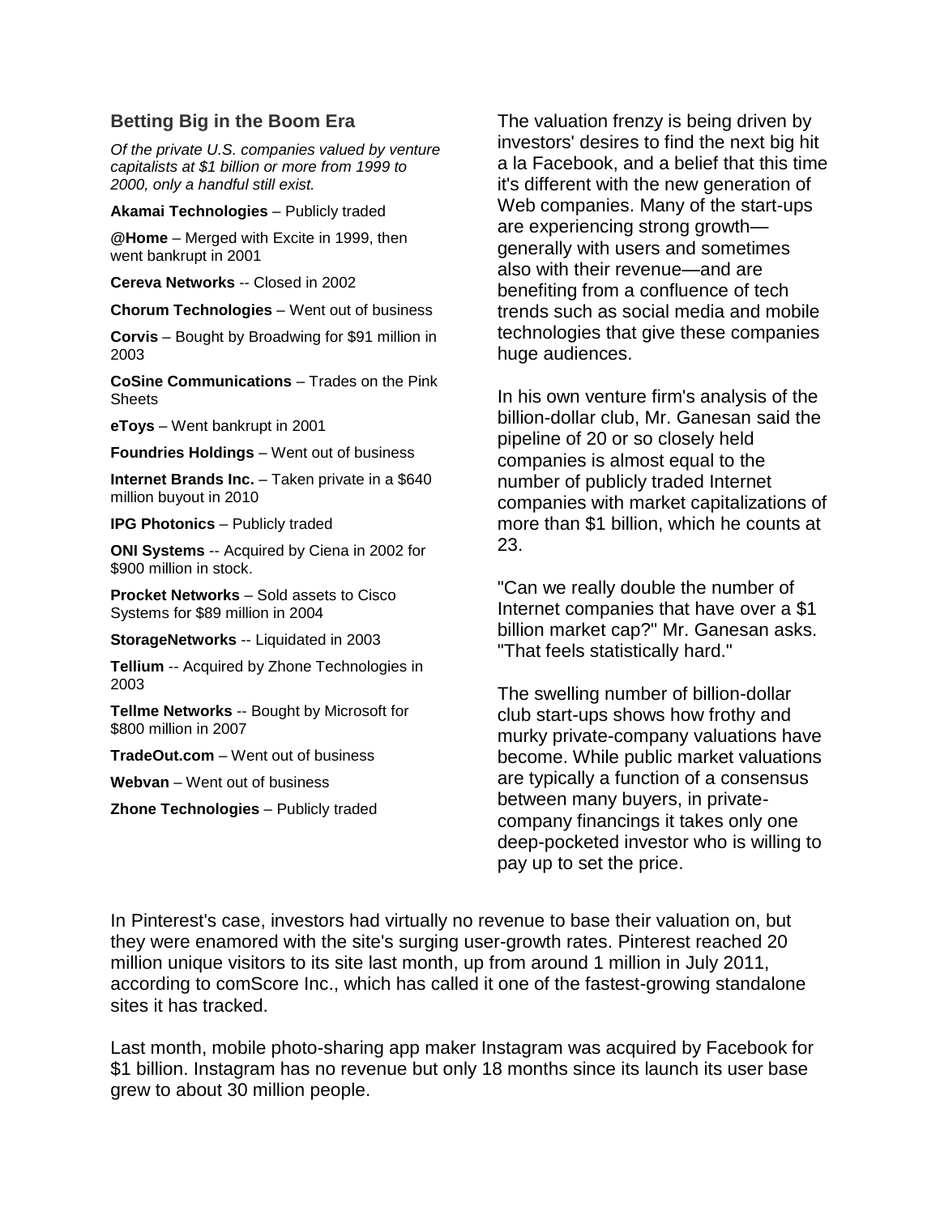### Betting Big in the Boom Era

*Of the private U.S. companies valued by venture capitalists at $1 billion or more from 1999 to 2000, only a handful still exist.*

**Akamai Technologies** – Publicly traded

**@Home** – Merged with Excite in 1999, then went bankrupt in 2001

**Cereva Networks** -- Closed in 2002

**Chorum Technologies** – Went out of business

**Corvis** – Bought by Broadwing for $91 million in 2003

**CoSine Communications** – Trades on the Pink Sheets

**eToys** – Went bankrupt in 2001

**Foundries Holdings** – Went out of business

**Internet Brands Inc.** – Taken private in a $640 million buyout in 2010

**IPG Photonics** – Publicly traded

**ONI Systems** -- Acquired by Ciena in 2002 for $900 million in stock.

**Procket Networks** – Sold assets to Cisco Systems for $89 million in 2004

**StorageNetworks** -- Liquidated in 2003

**Tellium** -- Acquired by Zhone Technologies in 2003

**Tellme Networks** -- Bought by Microsoft for $800 million in 2007

**TradeOut.com** – Went out of business

**Webvan** – Went out of business

**Zhone Technologies** – Publicly traded

The valuation frenzy is being driven by investors' desires to find the next big hit a la Facebook, and a belief that this time it's different with the new generation of Web companies. Many of the start-ups are experiencing strong growth—generally with users and sometimes also with their revenue—and are benefiting from a confluence of tech trends such as social media and mobile technologies that give these companies huge audiences.

In his own venture firm's analysis of the billion-dollar club, Mr. Ganesan said the pipeline of 20 or so closely held companies is almost equal to the number of publicly traded Internet companies with market capitalizations of more than $1 billion, which he counts at 23.

"Can we really double the number of Internet companies that have over a $1 billion market cap?" Mr. Ganesan asks. "That feels statistically hard."

The swelling number of billion-dollar club start-ups shows how frothy and murky private-company valuations have become. While public market valuations are typically a function of a consensus between many buyers, in private-company financings it takes only one deep-pocketed investor who is willing to pay up to set the price.

In Pinterest's case, investors had virtually no revenue to base their valuation on, but they were enamored with the site's surging user-growth rates. Pinterest reached 20 million unique visitors to its site last month, up from around 1 million in July 2011, according to comScore Inc., which has called it one of the fastest-growing standalone sites it has tracked.

Last month, mobile photo-sharing app maker Instagram was acquired by Facebook for $1 billion. Instagram has no revenue but only 18 months since its launch its user base grew to about 30 million people.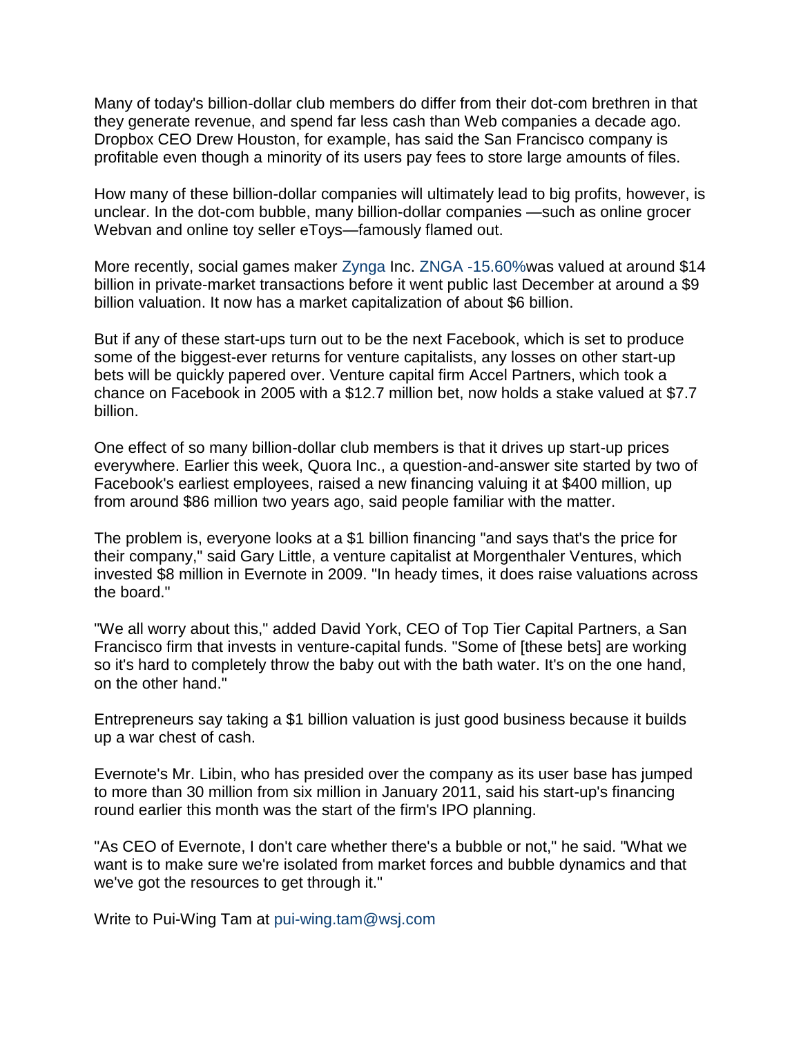Many of today's billion-dollar club members do differ from their dot-com brethren in that they generate revenue, and spend far less cash than Web companies a decade ago. Dropbox CEO Drew Houston, for example, has said the San Francisco company is profitable even though a minority of its users pay fees to store large amounts of files.

How many of these billion-dollar companies will ultimately lead to big profits, however, is unclear. In the dot-com bubble, many billion-dollar companies —such as online grocer Webvan and online toy seller eToys—famously flamed out.

More recently, social games maker Zynga Inc. ZNGA -15.60%was valued at around $14 billion in private-market transactions before it went public last December at around a $9 billion valuation. It now has a market capitalization of about $6 billion.

But if any of these start-ups turn out to be the next Facebook, which is set to produce some of the biggest-ever returns for venture capitalists, any losses on other start-up bets will be quickly papered over. Venture capital firm Accel Partners, which took a chance on Facebook in 2005 with a $12.7 million bet, now holds a stake valued at $7.7 billion.

One effect of so many billion-dollar club members is that it drives up start-up prices everywhere. Earlier this week, Quora Inc., a question-and-answer site started by two of Facebook's earliest employees, raised a new financing valuing it at $400 million, up from around $86 million two years ago, said people familiar with the matter.

The problem is, everyone looks at a $1 billion financing "and says that's the price for their company," said Gary Little, a venture capitalist at Morgenthaler Ventures, which invested $8 million in Evernote in 2009. "In heady times, it does raise valuations across the board."

"We all worry about this," added David York, CEO of Top Tier Capital Partners, a San Francisco firm that invests in venture-capital funds. "Some of [these bets] are working so it's hard to completely throw the baby out with the bath water. It's on the one hand, on the other hand."

Entrepreneurs say taking a $1 billion valuation is just good business because it builds up a war chest of cash.

Evernote's Mr. Libin, who has presided over the company as its user base has jumped to more than 30 million from six million in January 2011, said his start-up's financing round earlier this month was the start of the firm's IPO planning.

"As CEO of Evernote, I don't care whether there's a bubble or not," he said. "What we want is to make sure we're isolated from market forces and bubble dynamics and that we've got the resources to get through it."

Write to Pui-Wing Tam at pui-wing.tam@wsj.com